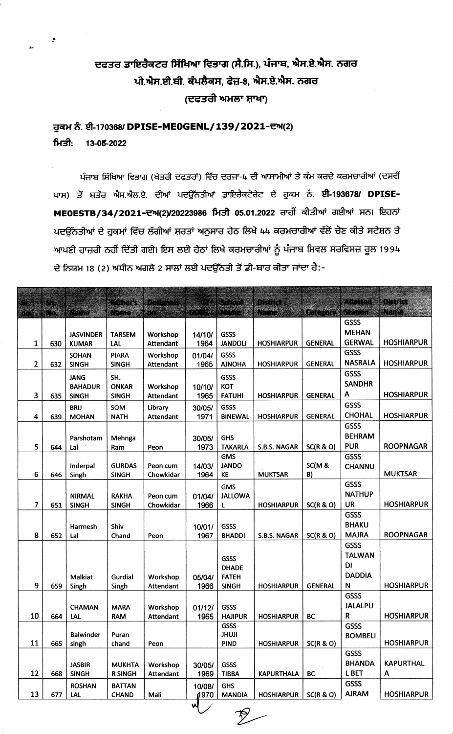# ਦਫਤਰ ਡਾਇਰੈਕਟਰ ਸਿੱਖਿਆ ਵਿਭਾਗ (ਸੈ.ਸਿ.), ਪੰਜਾਬ, ਐਸ.ਏ.ਐਸ. ਨਗਰ

## ਪੀ.ਐਸ.ਈ.ਬੀ. ਕੰਪਲੈਕਸ, ਫੇਜ਼-8, ਐਸ.ਏ.ਐਸ. ਨਗਰ

### (ਦਫਤਰੀ ਅਮਲਾ ਸ਼ਾਖਾ)

**ਹੁਕਮ ਨੰ. ਈ-170368/ DPISE-MEOGENL/139/2021-ਦਅ(2)**

**ਮਿਤੀ: 13-06-2022**

ਪੰਜਾਬ ਸਿੱਖਿਆ ਵਿਭਾਗ (ਖੇਤਰੀ ਦਫਤਰਾਂ) ਵਿੱਚ ਦਰਜਾ-4 ਦੀ ਆਸਾਮੀਆਂ ਤੇ ਕੰਮ ਕਰਦੇ ਕਰਮਚਾਰੀਆਂ (ਦਸਵੀਂ ਪਾਸ) ਤੋਂ ਬਤੌਰ ਐਸ.ਐਲ.ਏ. ਦੀਆਂ ਪਦਉੱਨਤੀਆਂ ਡਾਇਰੈਕਟੋਰੇਟ ਦੇ ਹੁਕਮ ਨੰ. **ਈ-193678/ DPISE-MEOESTB/34/2021-ਦਅ(2)/20223986 ਮਿਤੀ 05.01.2022** ਰਾਹੀਂ ਕੀਤੀਆਂ ਗਈਆਂ ਸਨ। ਇਹਨਾਂ ਪਦਉੱਨਤੀਆਂ ਦੇ ਹੁਕਮਾਂ ਵਿੱਚ ਲੱਗੀਆਂ ਸ਼ਰਤਾਂ ਅਨੁਸਾਰ ਹੇਠ ਲਿਖੇ 44 ਕਰਮਚਾਰੀਆਂ ਵੱਲੋਂ ਚੋਣ ਕੀਤੇ ਸਟੇਸ਼ਨ ਤੇ ਆਪਣੀ ਹਾਜ਼ਰੀ ਨਹੀਂ ਦਿੱਤੀ ਗਈ। ਇਸ ਲਈ ਹੇਠਾਂ ਲਿਖੇ ਕਰਮਚਾਰੀਆਂ ਨੂੰ ਪੰਜਾਬ ਸਿਵਲ ਸਰਵਿਸਜ਼ ਰੂਲ 1994 ਦੇ ਨਿਯਮ 18 (2) ਅਧੀਨ ਅਗਲੇ 2 ਸਾਲਾਂ ਲਈ ਪਦਉੱਨਤੀ ਤੋਂ ਡੀ-ਬਾਰ ਕੀਤਾ ਜਾਂਦਾ ਹੈ:-

| Sr. no. | Sr. No. | Name | Father's Name | Designation | DOB | School Name | District Name | Category | Allotted Station | District Name |
|---|---|---|---|---|---|---|---|---|---|---|
| 1 | 630 | JASVINDER KUMAR | TARSEM LAL | Workshop Attendant | 14/10/1964 | GSSS JANDOLI | HOSHIARPUR | GENERAL | GSSS MEHAN GERWAL | HOSHIARPUR |
| 2 | 632 | SOHAN SINGH | PIARA SINGH | Workshop Attendant | 01/04/1965 | GSSS AJNOHA | HOSHIARPUR | GENERAL | GSSS NASRALA | HOSHIARPUR |
| 3 | 635 | JANG BAHADUR SINGH | SH. ONKAR SINGH | Workshop Attendant | 10/10/1965 | GSSS KOT FATUHI | HOSHIARPUR | GENERAL | GSSS SANDHRA | HOSHIARPUR |
| 4 | 639 | BRIJ MOHAN | SOM NATH | Library Attendant | 30/05/1971 | GSSS BINEWAL | HOSHIARPUR | GENERAL | GSSS CHOHAL | HOSHIARPUR |
| 5 | 644 | Parshotam Lal | Mehnga Ram | Peon | 30/05/1973 | GHS TAKARLA | S.B.S. NAGAR | SC(R & O) | GSSS BEHRAMPUR | ROOPNAGAR |
| 6 | 646 | Inderpal Singh | GURDAS SINGH | Peon cum Chowkidar | 14/03/1964 | GMS JANDOKE | MUKTSAR | SC(M & B) | GSSS CHANNU | MUKTSAR |
| 7 | 651 | NIRMAL SINGH | RAKHA SINGH | Peon cum Chowkidar | 01/04/1966 | GMS JALLOWAL | HOSHIARPUR | SC(R & O) | GSSS NATHUPUR | HOSHIARPUR |
| 8 | 652 | Harmesh Lal | Shiv Chand | Peon | 10/01/1967 | GSSS BHADDI | S.B.S. NAGAR | SC(R & O) | GSSS BHAKU MAJRA | ROOPNAGAR |
| 9 | 659 | Malkiat Singh | Gurdial Singh | Workshop Attendant | 05/04/1966 | GSSS DHADE FATEH SINGH | HOSHIARPUR | GENERAL | GSSS TALWANDI DADDIAN | HOSHIARPUR |
| 10 | 664 | CHAMAN LAL | MARA RAM | Workshop Attendant | 01/12/1965 | GSSS HAJIPUR | HOSHIARPUR | BC | GSSS JALALPUR | HOSHIARPUR |
| 11 | 665 | Balwinder singh | Puran chand | Peon | | GSSS JHUJI PIND | HOSHIARPUR | SC(R & O) | GSSS BOMBELI | HOSHIARPUR |
| 12 | 668 | JASBIR SINGH | MUKHTAR SINGH | Workshop Attendant | 30/05/1969 | GSSS TIBBA | KAPURTHALA | BC | GSSS BHANDAL BET | KAPURTHALA |
| 13 | 677 | ROSHAN LAL | BATTAN CHAND | Mali | 10/08/1970 | GHS MANDIA | HOSHIARPUR | SC(R & O) | GSSS AJRAM | HOSHIARPUR |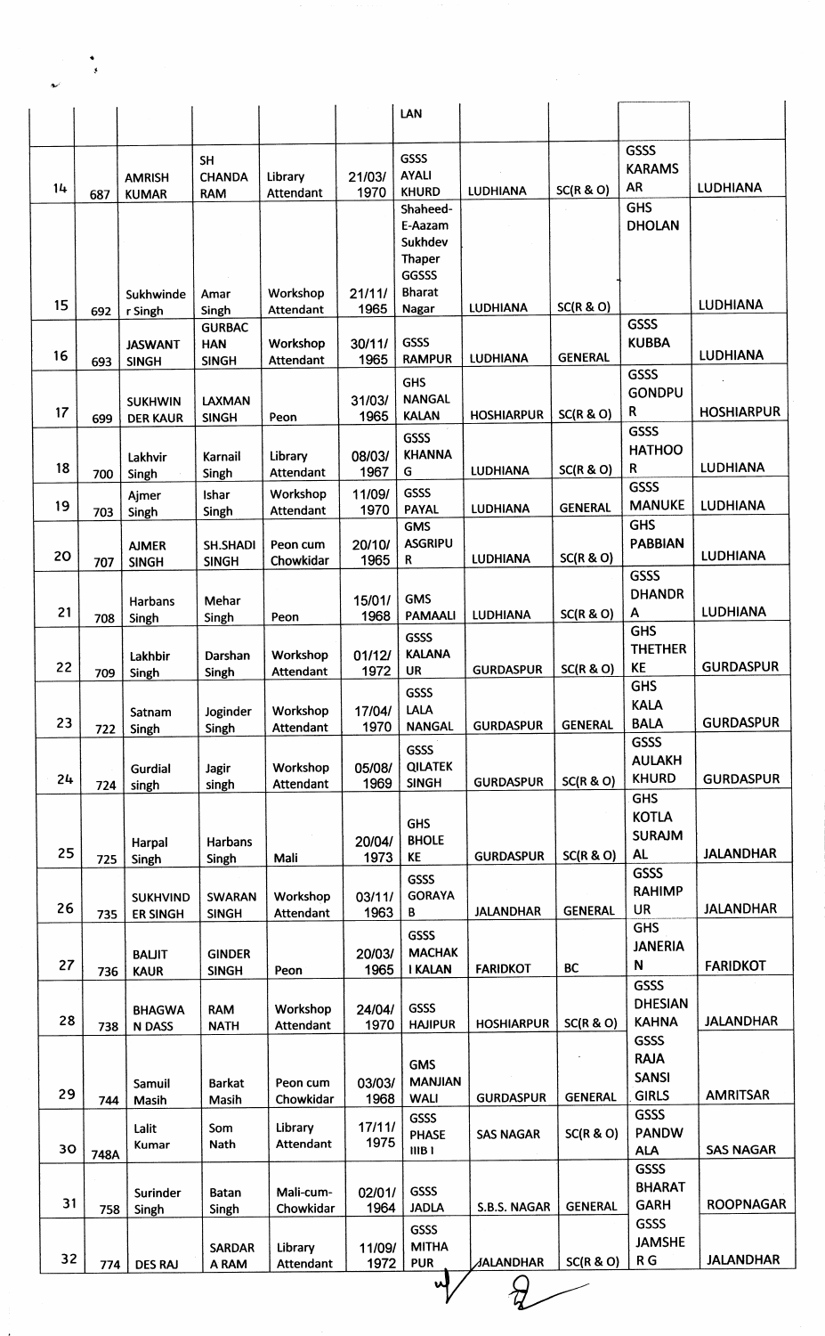| | | | | | | LAN | | | | |
|---|---|---|---|---|---|---|---|---|---|---|
| 14 | 687 | AMRISH KUMAR | SH CHANDA RAM | Library Attendant | 21/03/1970 | GSSS AYALI KHURD | LUDHIANA | SC(R & O) | GSSS KARAMSAR | LUDHIANA |
| 15 | 692 | Sukhwinder Singh | Amar Singh | Workshop Attendant | 21/11/1965 | Shaheed-E-Aazam Sukhdev Thaper GGSSS Bharat Nagar | LUDHIANA | SC(R & O) | GHS DHOLAN | LUDHIANA |
| 16 | 693 | JASWANT SINGH | GURBACHAN SINGH | Workshop Attendant | 30/11/1965 | GSSS RAMPUR | LUDHIANA | GENERAL | GSSS KUBBA | LUDHIANA |
| 17 | 699 | SUKHWINDER KAUR | LAXMAN SINGH | Peon | 31/03/1965 | GHS NANGAL KALAN | HOSHIARPUR | SC(R & O) | GSSS GONDPUR | HOSHIARPUR |
| 18 | 700 | Lakhvir Singh | Karnail Singh | Library Attendant | 08/03/1967 | GSSS KHANNA G | LUDHIANA | SC(R & O) | GSSS HATHOOR | LUDHIANA |
| 19 | 703 | Ajmer Singh | Ishar Singh | Workshop Attendant | 11/09/1970 | GSSS PAYAL | LUDHIANA | GENERAL | GSSS MANUKE | LUDHIANA |
| 20 | 707 | AJMER SINGH | SH.SHADI SINGH | Peon cum Chowkidar | 20/10/1965 | GMS ASGRIPUR | LUDHIANA | SC(R & O) | GHS PABBIAN | LUDHIANA |
| 21 | 708 | Harbans Singh | Mehar Singh | Peon | 15/01/1968 | GMS PAMAALI | LUDHIANA | SC(R & O) | GSSS DHANDRA | LUDHIANA |
| 22 | 709 | Lakhbir Singh | Darshan Singh | Workshop Attendant | 01/12/1972 | GSSS KALANAUR | GURDASPUR | SC(R & O) | GHS THETHERKE | GURDASPUR |
| 23 | 722 | Satnam Singh | Joginder Singh | Workshop Attendant | 17/04/1970 | GSSS LALA NANGAL | GURDASPUR | GENERAL | GHS KALA BALA | GURDASPUR |
| 24 | 724 | Gurdial singh | Jagir singh | Workshop Attendant | 05/08/1969 | GSSS QILATEK SINGH | GURDASPUR | SC(R & O) | GSSS AULAKH KHURD | GURDASPUR |
| 25 | 725 | Harpal Singh | Harbans Singh | Mali | 20/04/1973 | GHS BHOLE KE | GURDASPUR | SC(R & O) | GHS KOTLA SURAJMAL | JALANDHAR |
| 26 | 735 | SUKHVINDER SINGH | SWARAN SINGH | Workshop Attendant | 03/11/1963 | GSSS GORAYA B | JALANDHAR | GENERAL | GSSS RAHIMPUR | JALANDHAR |
| 27 | 736 | BALJIT KAUR | GINDER SINGH | Peon | 20/03/1965 | GSSS MACHAKI KALAN | FARIDKOT | BC | GHS JANERIAN | FARIDKOT |
| 28 | 738 | BHAGWAN DASS | RAM NATH | Workshop Attendant | 24/04/1970 | GSSS HAJIPUR | HOSHIARPUR | SC(R & O) | GSSS DHESIAN KAHNA | JALANDHAR |
| 29 | 744 | Samuil Masih | Barkat Masih | Peon cum Chowkidar | 03/03/1968 | GMS MANJIANWALI | GURDASPUR | GENERAL | GSSS RAJA SANSI GIRLS | AMRITSAR |
| 30 | 748A | Lalit Kumar | Som Nath | Library Attendant | 17/11/1975 | GSSS PHASE IIIB I | SAS NAGAR | SC(R & O) | GSSS PANDWALA | SAS NAGAR |
| 31 | 758 | Surinder Singh | Batan Singh | Mali-cum-Chowkidar | 02/01/1964 | GSSS JADLA | S.B.S. NAGAR | GENERAL | GSSS BHARATGARH | ROOPNAGAR |
| 32 | 774 | DES RAJ | SARDARA RAM | Library Attendant | 11/09/1972 | GSSS MITHAPUR | JALANDHAR | SC(R & O) | GSSS JAMSHER G | JALANDHAR |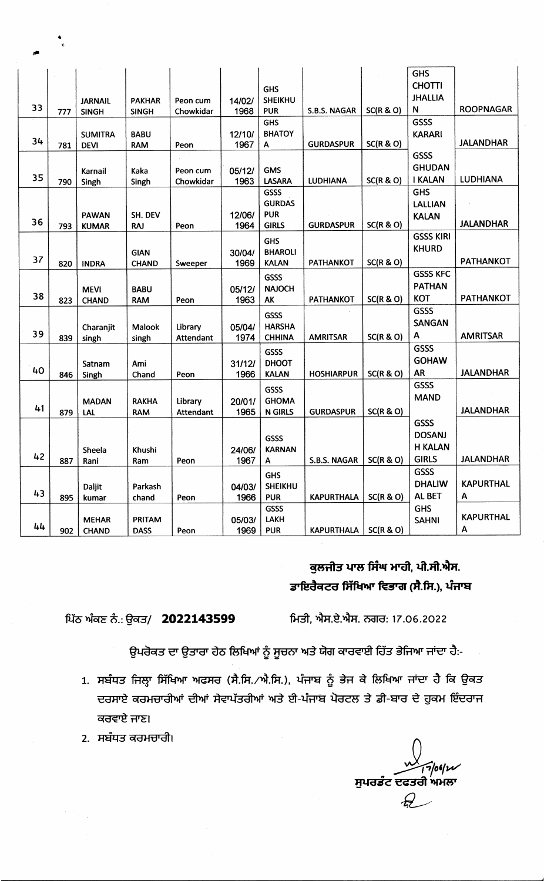| | | | | | | | | | | |
|---|---|---|---|---|---|---|---|---|---|---|
| 33 | 777 | JARNAIL SINGH | PAKHAR SINGH | Peon cum Chowkidar | 14/02/ 1968 | GHS SHEIKHU PUR | S.B.S. NAGAR | SC(R & O) | GHS CHOTTI JHALLIA N | ROOPNAGAR |
| 34 | 781 | SUMITRA DEVI | BABU RAM | Peon | 12/10/ 1967 | GHS BHATOY A | GURDASPUR | SC(R & O) | GSSS KARARI | JALANDHAR |
| 35 | 790 | Karnail Singh | Kaka Singh | Peon cum Chowkidar | 05/12/ 1963 | GMS LASARA | LUDHIANA | SC(R & O) | GSSS GHUDAN I KALAN | LUDHIANA |
| 36 | 793 | PAWAN KUMAR | SH. DEV RAJ | Peon | 12/06/ 1964 | GSSS GURDAS PUR GIRLS | GURDASPUR | SC(R & O) | GHS LALLIAN KALAN | JALANDHAR |
| 37 | 820 | INDRA | GIAN CHAND | Sweeper | 30/04/ 1969 | GHS BHAROLI KALAN | PATHANKOT | SC(R & O) | GSSS KIRI KHURD | PATHANKOT |
| 38 | 823 | MEVI CHAND | BABU RAM | Peon | 05/12/ 1963 | GSSS NAJOCH AK | PATHANKOT | SC(R & O) | GSSS KFC PATHAN KOT | PATHANKOT |
| 39 | 839 | Charanjit singh | Malook singh | Library Attendant | 05/04/ 1974 | GSSS HARSHA CHHINA | AMRITSAR | SC(R & O) | GSSS SANGAN A | AMRITSAR |
| 40 | 846 | Satnam Singh | Ami Chand | Peon | 31/12/ 1966 | GSSS DHOOT KALAN | HOSHIARPUR | SC(R & O) | GSSS GOHAW AR | JALANDHAR |
| 41 | 879 | MADAN LAL | RAKHA RAM | Library Attendant | 20/01/ 1965 | GSSS GHOMA N GIRLS | GURDASPUR | SC(R & O) | GSSS MAND | JALANDHAR |
| 42 | 887 | Sheela Rani | Khushi Ram | Peon | 24/06/ 1967 | GSSS KARNAN A | S.B.S. NAGAR | SC(R & O) | GSSS DOSANJ H KALAN GIRLS | JALANDHAR |
| 43 | 895 | Daljit kumar | Parkash chand | Peon | 04/03/ 1966 | GHS SHEIKHU PUR | KAPURTHALA | SC(R & O) | GSSS DHALIW AL BET | KAPURTHAL A |
| 44 | 902 | MEHAR CHAND | PRITAM DASS | Peon | 05/03/ 1969 | GSSS LAKH PUR | KAPURTHALA | SC(R & O) | GHS SAHNI | KAPURTHAL A |

**ਕੁਲਜੀਤ ਪਾਲ ਸਿੰਘ ਮਾਹੀ, ਪੀ.ਸੀ.ਐਸ.**
**ਡਾਇਰੈਕਟਰ ਸਿੱਖਿਆ ਵਿਭਾਗ (ਸੈ.ਸਿ.), ਪੰਜਾਬ**

ਪਿੱਠ ਅੰਕਣ ਨੰ.: ਉਕਤ/ **2022143599** ਮਿਤੀ, ਐਸ.ਏ.ਐਸ. ਨਗਰ: 17.06.2022

ਉਪਰੋਕਤ ਦਾ ਉਤਾਰਾ ਹੇਠ ਲਿਖਿਆਂ ਨੂੰ ਸੂਚਨਾ ਅਤੇ ਯੋਗ ਕਾਰਵਾਈ ਹਿੱਤ ਭੇਜਿਆ ਜਾਂਦਾ ਹੈ:-

1. ਸਬੰਧਤ ਜਿਲ੍ਹਾ ਸਿੱਖਿਆ ਅਫਸਰ (ਸੈ.ਸਿ./ਐ.ਸਿ.), ਪੰਜਾਬ ਨੂੰ ਭੇਜ ਕੇ ਲਿਖਿਆ ਜਾਂਦਾ ਹੈ ਕਿ ਉਕਤ ਦਰਸਾਏ ਕਰਮਚਾਰੀਆਂ ਦੀਆਂ ਸੇਵਾਪੱਤਰੀਆਂ ਅਤੇ ਈ-ਪੰਜਾਬ ਪੋਰਟਲ ਤੇ ਡੀ-ਬਾਰ ਦੇ ਹੁਕਮ ਇੰਦਰਾਜ ਕਰਵਾਏ ਜਾਣ।
2. ਸਬੰਧਤ ਕਰਮਚਾਰੀ।

17/06/22
**ਸੁਪਰਡੰਟ ਦਫਤਰੀ ਅਮਲਾ**